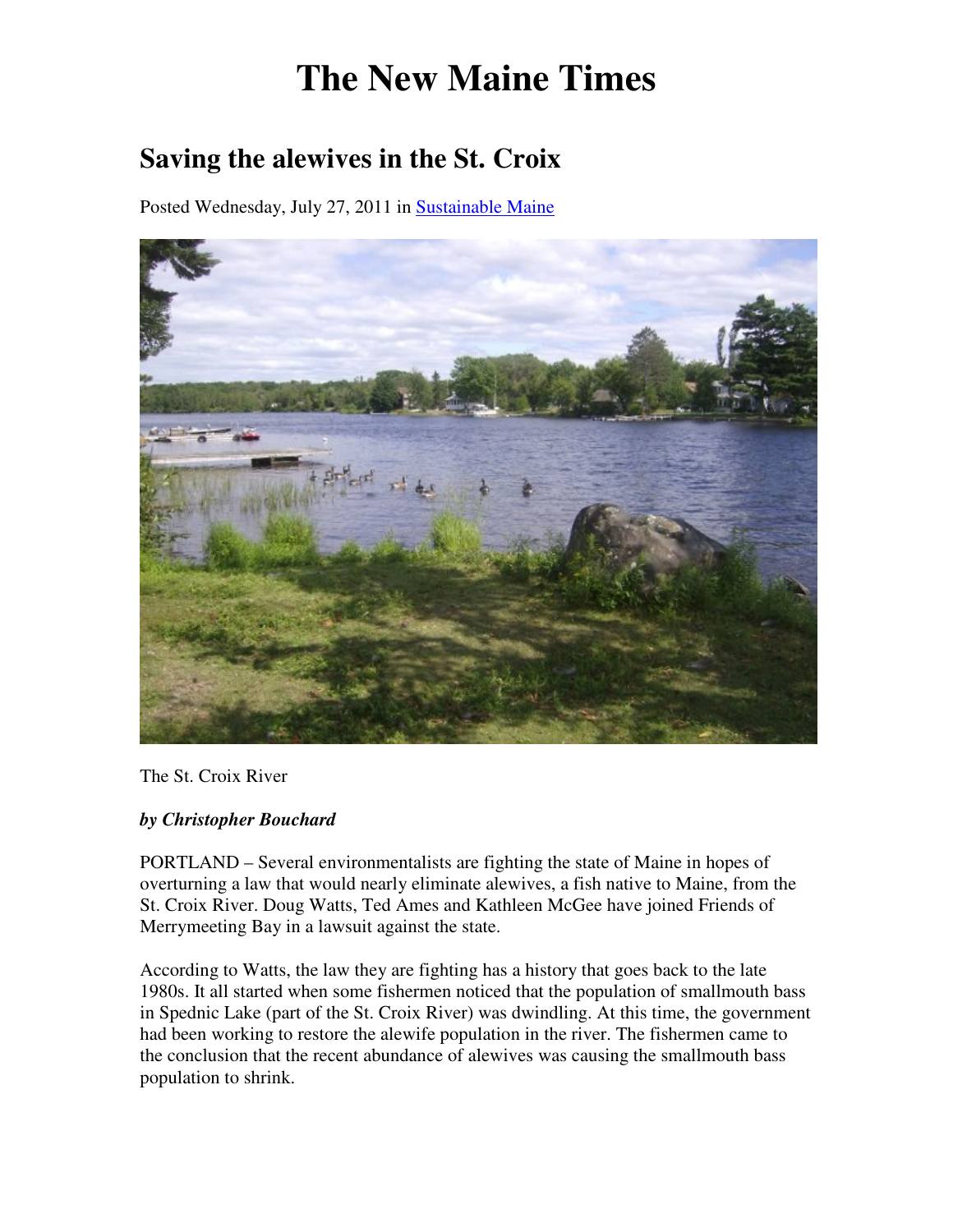# The New Maine Times

## Saving the alewives in the St. Croix

Posted Wednesday, July 27, 2011 in Sustainable Maine

The St. Croix River

***by Christopher Bouchard***

PORTLAND – Several environmentalists are fighting the state of Maine in hopes of overturning a law that would nearly eliminate alewives, a fish native to Maine, from the St. Croix River. Doug Watts, Ted Ames and Kathleen McGee have joined Friends of Merrymeeting Bay in a lawsuit against the state.

According to Watts, the law they are fighting has a history that goes back to the late 1980s. It all started when some fishermen noticed that the population of smallmouth bass in Spednic Lake (part of the St. Croix River) was dwindling. At this time, the government had been working to restore the alewife population in the river. The fishermen came to the conclusion that the recent abundance of alewives was causing the smallmouth bass population to shrink.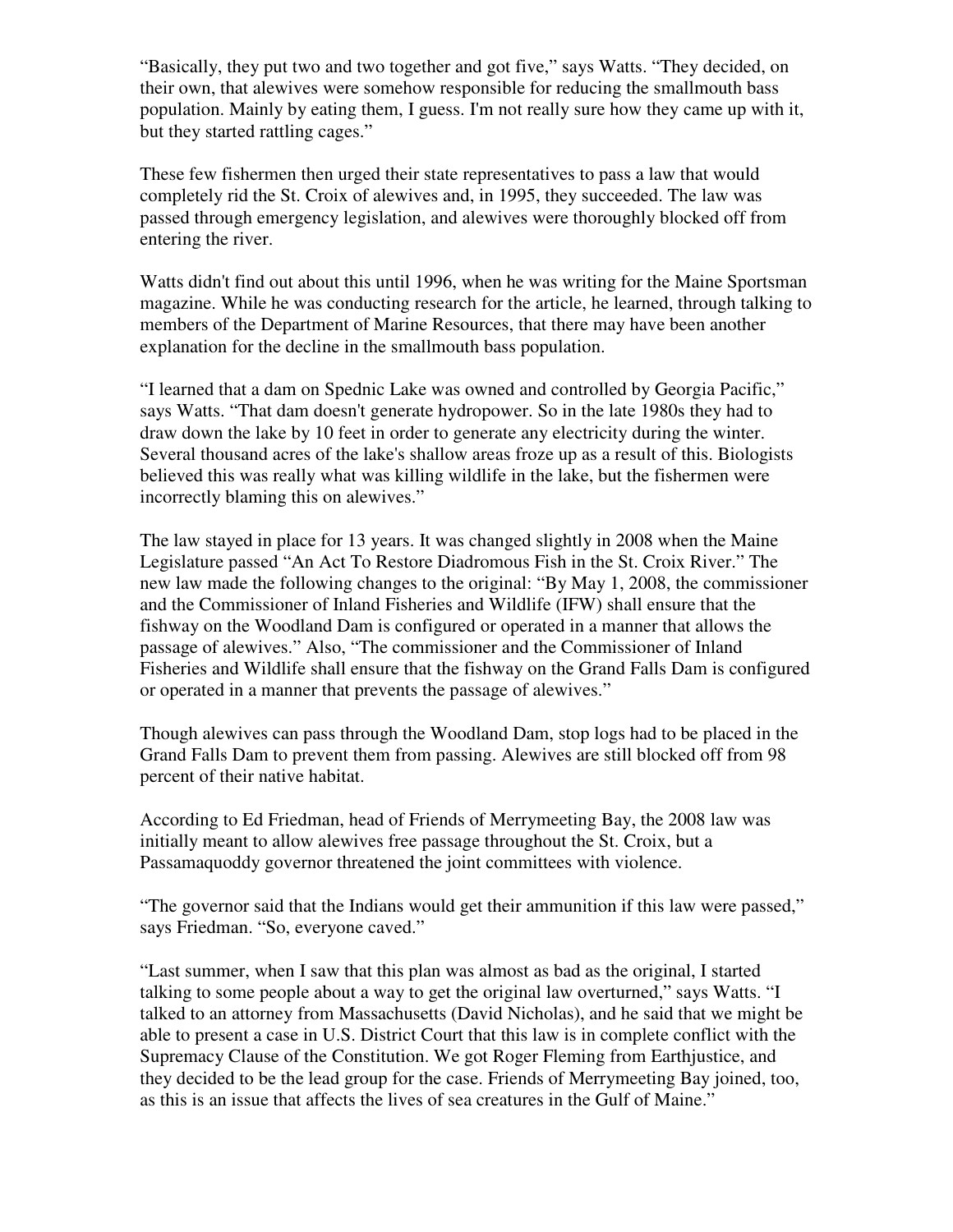"Basically, they put two and two together and got five," says Watts. "They decided, on their own, that alewives were somehow responsible for reducing the smallmouth bass population. Mainly by eating them, I guess. I'm not really sure how they came up with it, but they started rattling cages."

These few fishermen then urged their state representatives to pass a law that would completely rid the St. Croix of alewives and, in 1995, they succeeded. The law was passed through emergency legislation, and alewives were thoroughly blocked off from entering the river.

Watts didn't find out about this until 1996, when he was writing for the Maine Sportsman magazine. While he was conducting research for the article, he learned, through talking to members of the Department of Marine Resources, that there may have been another explanation for the decline in the smallmouth bass population.

"I learned that a dam on Spednic Lake was owned and controlled by Georgia Pacific," says Watts. "That dam doesn't generate hydropower. So in the late 1980s they had to draw down the lake by 10 feet in order to generate any electricity during the winter. Several thousand acres of the lake's shallow areas froze up as a result of this. Biologists believed this was really what was killing wildlife in the lake, but the fishermen were incorrectly blaming this on alewives."

The law stayed in place for 13 years. It was changed slightly in 2008 when the Maine Legislature passed "An Act To Restore Diadromous Fish in the St. Croix River." The new law made the following changes to the original: "By May 1, 2008, the commissioner and the Commissioner of Inland Fisheries and Wildlife (IFW) shall ensure that the fishway on the Woodland Dam is configured or operated in a manner that allows the passage of alewives." Also, "The commissioner and the Commissioner of Inland Fisheries and Wildlife shall ensure that the fishway on the Grand Falls Dam is configured or operated in a manner that prevents the passage of alewives."

Though alewives can pass through the Woodland Dam, stop logs had to be placed in the Grand Falls Dam to prevent them from passing. Alewives are still blocked off from 98 percent of their native habitat.

According to Ed Friedman, head of Friends of Merrymeeting Bay, the 2008 law was initially meant to allow alewives free passage throughout the St. Croix, but a Passamaquoddy governor threatened the joint committees with violence.

"The governor said that the Indians would get their ammunition if this law were passed," says Friedman. "So, everyone caved."

"Last summer, when I saw that this plan was almost as bad as the original, I started talking to some people about a way to get the original law overturned," says Watts. "I talked to an attorney from Massachusetts (David Nicholas), and he said that we might be able to present a case in U.S. District Court that this law is in complete conflict with the Supremacy Clause of the Constitution. We got Roger Fleming from Earthjustice, and they decided to be the lead group for the case. Friends of Merrymeeting Bay joined, too, as this is an issue that affects the lives of sea creatures in the Gulf of Maine."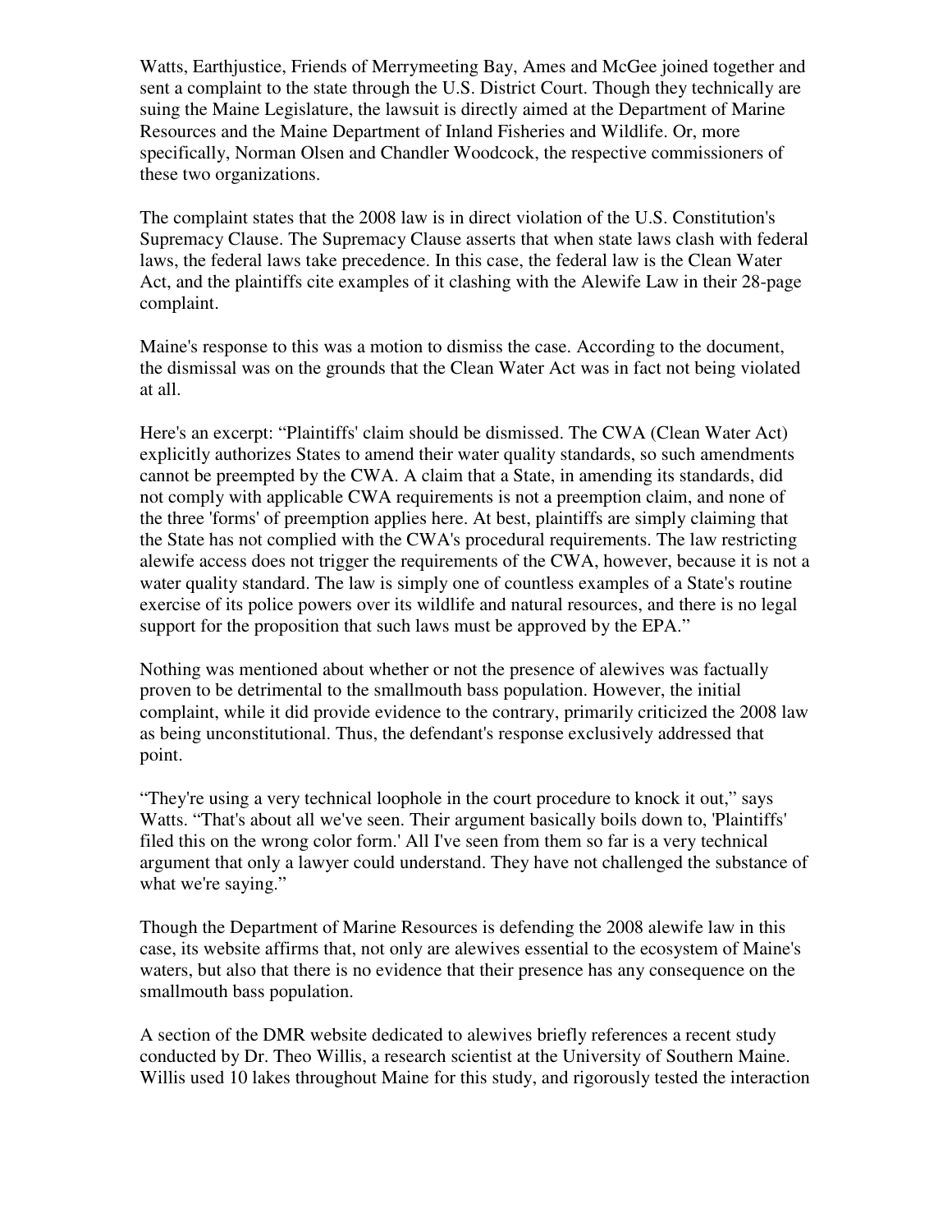Watts, Earthjustice, Friends of Merrymeeting Bay, Ames and McGee joined together and sent a complaint to the state through the U.S. District Court. Though they technically are suing the Maine Legislature, the lawsuit is directly aimed at the Department of Marine Resources and the Maine Department of Inland Fisheries and Wildlife. Or, more specifically, Norman Olsen and Chandler Woodcock, the respective commissioners of these two organizations.

The complaint states that the 2008 law is in direct violation of the U.S. Constitution's Supremacy Clause. The Supremacy Clause asserts that when state laws clash with federal laws, the federal laws take precedence. In this case, the federal law is the Clean Water Act, and the plaintiffs cite examples of it clashing with the Alewife Law in their 28-page complaint.

Maine's response to this was a motion to dismiss the case. According to the document, the dismissal was on the grounds that the Clean Water Act was in fact not being violated at all.

Here's an excerpt: "Plaintiffs' claim should be dismissed. The CWA (Clean Water Act) explicitly authorizes States to amend their water quality standards, so such amendments cannot be preempted by the CWA. A claim that a State, in amending its standards, did not comply with applicable CWA requirements is not a preemption claim, and none of the three 'forms' of preemption applies here. At best, plaintiffs are simply claiming that the State has not complied with the CWA's procedural requirements. The law restricting alewife access does not trigger the requirements of the CWA, however, because it is not a water quality standard. The law is simply one of countless examples of a State's routine exercise of its police powers over its wildlife and natural resources, and there is no legal support for the proposition that such laws must be approved by the EPA."

Nothing was mentioned about whether or not the presence of alewives was factually proven to be detrimental to the smallmouth bass population. However, the initial complaint, while it did provide evidence to the contrary, primarily criticized the 2008 law as being unconstitutional. Thus, the defendant's response exclusively addressed that point.

"They're using a very technical loophole in the court procedure to knock it out," says Watts. "That's about all we've seen. Their argument basically boils down to, 'Plaintiffs' filed this on the wrong color form.' All I've seen from them so far is a very technical argument that only a lawyer could understand. They have not challenged the substance of what we're saying."

Though the Department of Marine Resources is defending the 2008 alewife law in this case, its website affirms that, not only are alewives essential to the ecosystem of Maine's waters, but also that there is no evidence that their presence has any consequence on the smallmouth bass population.

A section of the DMR website dedicated to alewives briefly references a recent study conducted by Dr. Theo Willis, a research scientist at the University of Southern Maine. Willis used 10 lakes throughout Maine for this study, and rigorously tested the interaction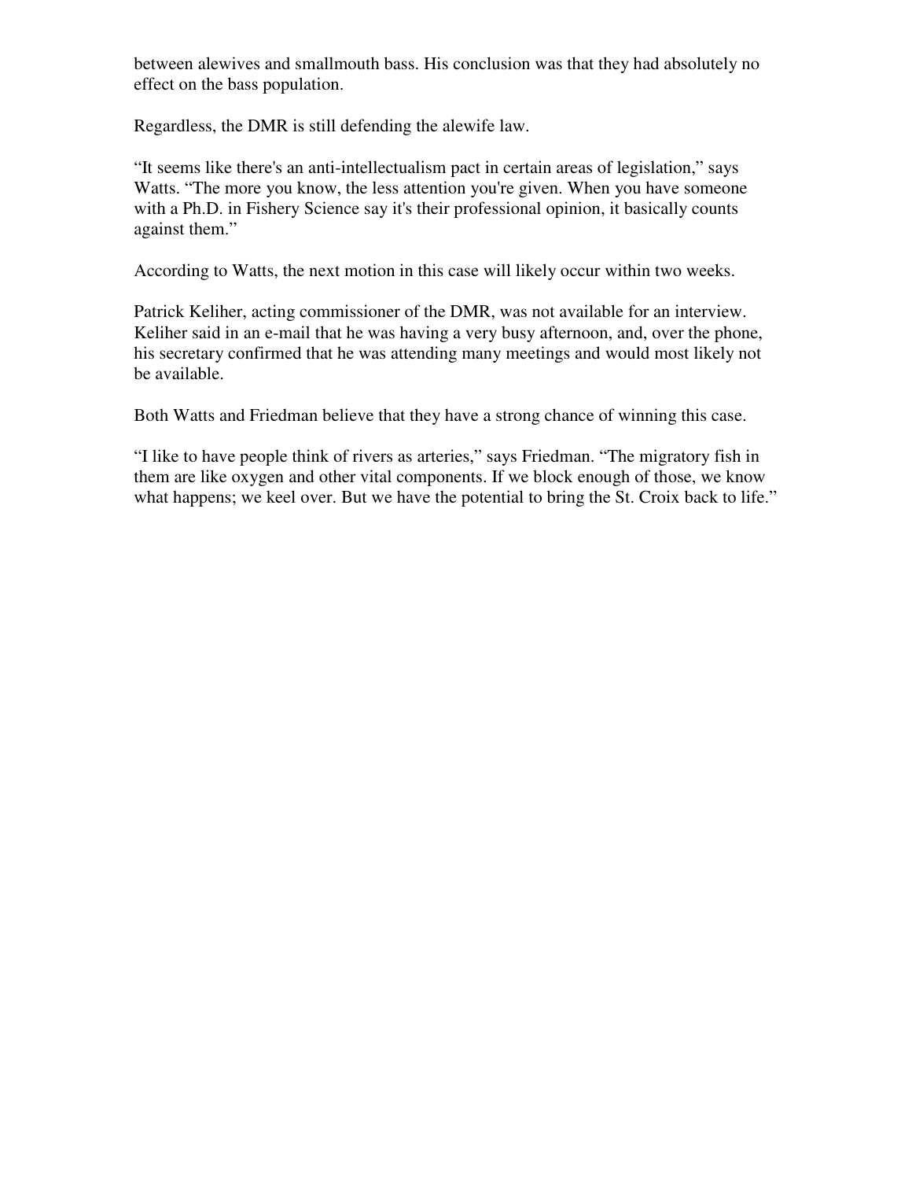between alewives and smallmouth bass. His conclusion was that they had absolutely no effect on the bass population.

Regardless, the DMR is still defending the alewife law.

“It seems like there's an anti-intellectualism pact in certain areas of legislation,” says Watts. “The more you know, the less attention you're given. When you have someone with a Ph.D. in Fishery Science say it's their professional opinion, it basically counts against them.”

According to Watts, the next motion in this case will likely occur within two weeks.

Patrick Keliher, acting commissioner of the DMR, was not available for an interview. Keliher said in an e-mail that he was having a very busy afternoon, and, over the phone, his secretary confirmed that he was attending many meetings and would most likely not be available.

Both Watts and Friedman believe that they have a strong chance of winning this case.

“I like to have people think of rivers as arteries,” says Friedman. “The migratory fish in them are like oxygen and other vital components. If we block enough of those, we know what happens; we keel over. But we have the potential to bring the St. Croix back to life.”